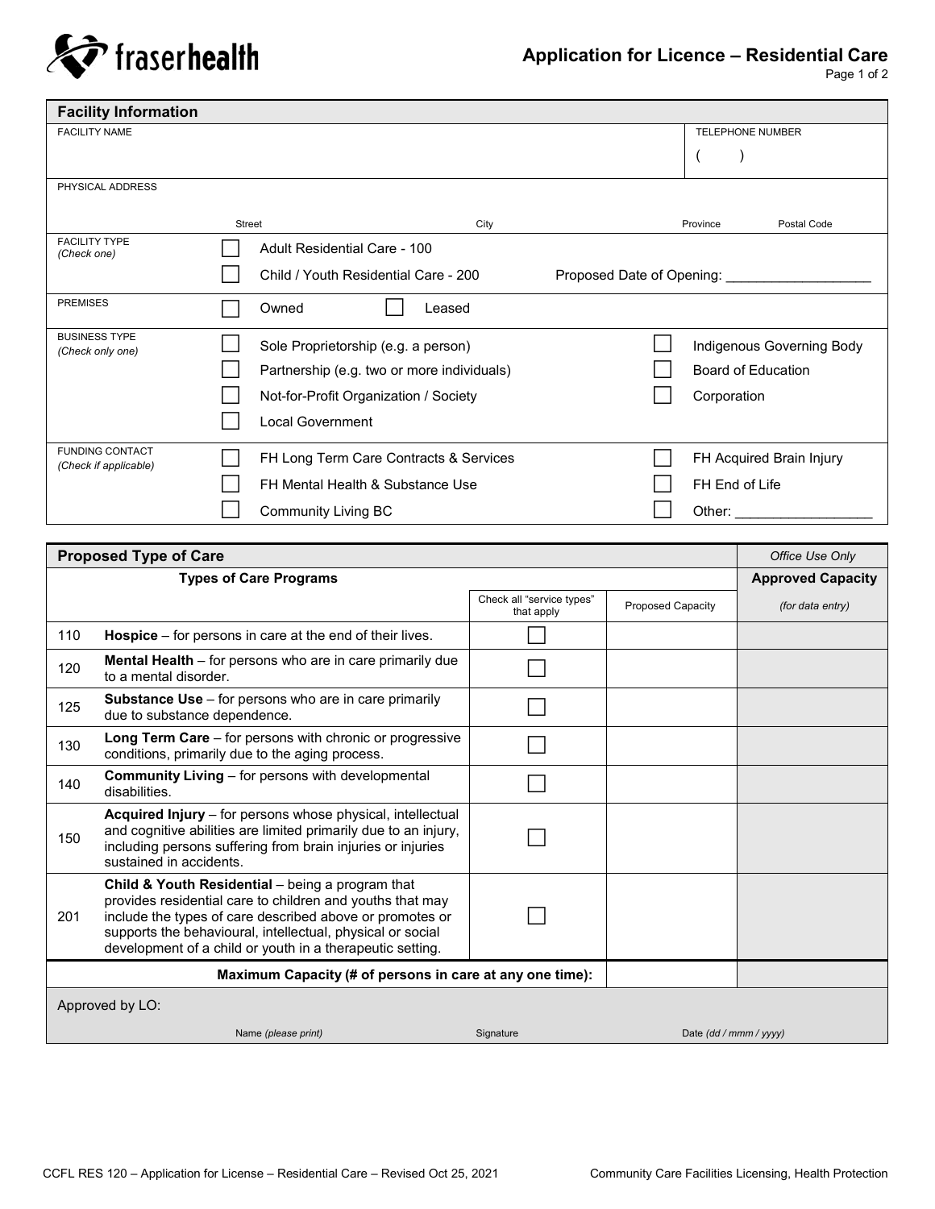fraserhealth

# Application for Licence – Residential Care

## Facility Information

| | | |
|---|---|---|
| FACILITY NAME | | TELEPHONE NUMBER ( ) |
| PHYSICAL ADDRESS | Street / City | Province / Postal Code |

**FACILITY TYPE** *(Check one)*

- ☐ Adult Residential Care - 100
- ☐ Child / Youth Residential Care - 200

Proposed Date of Opening: ___________________

**PREMISES**

- ☐ Owned
- ☐ Leased

**BUSINESS TYPE** *(Check only one)*

- ☐ Sole Proprietorship (e.g. a person)
- ☐ Partnership (e.g. two or more individuals)
- ☐ Not-for-Profit Organization / Society
- ☐ Local Government
- ☐ Indigenous Governing Body
- ☐ Board of Education
- ☐ Corporation

**FUNDING CONTACT** *(Check if applicable)*

- ☐ FH Long Term Care Contracts & Services
- ☐ FH Mental Health & Substance Use
- ☐ Community Living BC
- ☐ FH Acquired Brain Injury
- ☐ FH End of Life
- ☐ Other: __________________

## Proposed Type of Care

| Types of Care Programs | | Check all "service types" that apply | Proposed Capacity | *Office Use Only* **Approved Capacity** *(for data entry)* |
|---|---|---|---|---|
| 110 | **Hospice** – for persons in care at the end of their lives. | ☐ | | |
| 120 | **Mental Health** – for persons who are in care primarily due to a mental disorder. | ☐ | | |
| 125 | **Substance Use** – for persons who are in care primarily due to substance dependence. | ☐ | | |
| 130 | **Long Term Care** – for persons with chronic or progressive conditions, primarily due to the aging process. | ☐ | | |
| 140 | **Community Living** – for persons with developmental disabilities. | ☐ | | |
| 150 | **Acquired Injury** – for persons whose physical, intellectual and cognitive abilities are limited primarily due to an injury, including persons suffering from brain injuries or injuries sustained in accidents. | ☐ | | |
| 201 | **Child & Youth Residential** – being a program that provides residential care to children and youths that may include the types of care described above or promotes or supports the behavioural, intellectual, physical or social development of a child or youth in a therapeutic setting. | ☐ | | |
| | **Maximum Capacity (# of persons in care at any one time):** | | | |

Approved by LO:

Name *(please print)* &nbsp;&nbsp;&nbsp; Signature &nbsp;&nbsp;&nbsp; Date *(dd / mmm / yyyy)*

CCFL RES 120 – Application for License – Residential Care – Revised Oct 25, 2021 &nbsp;&nbsp;&nbsp; Community Care Facilities Licensing, Health Protection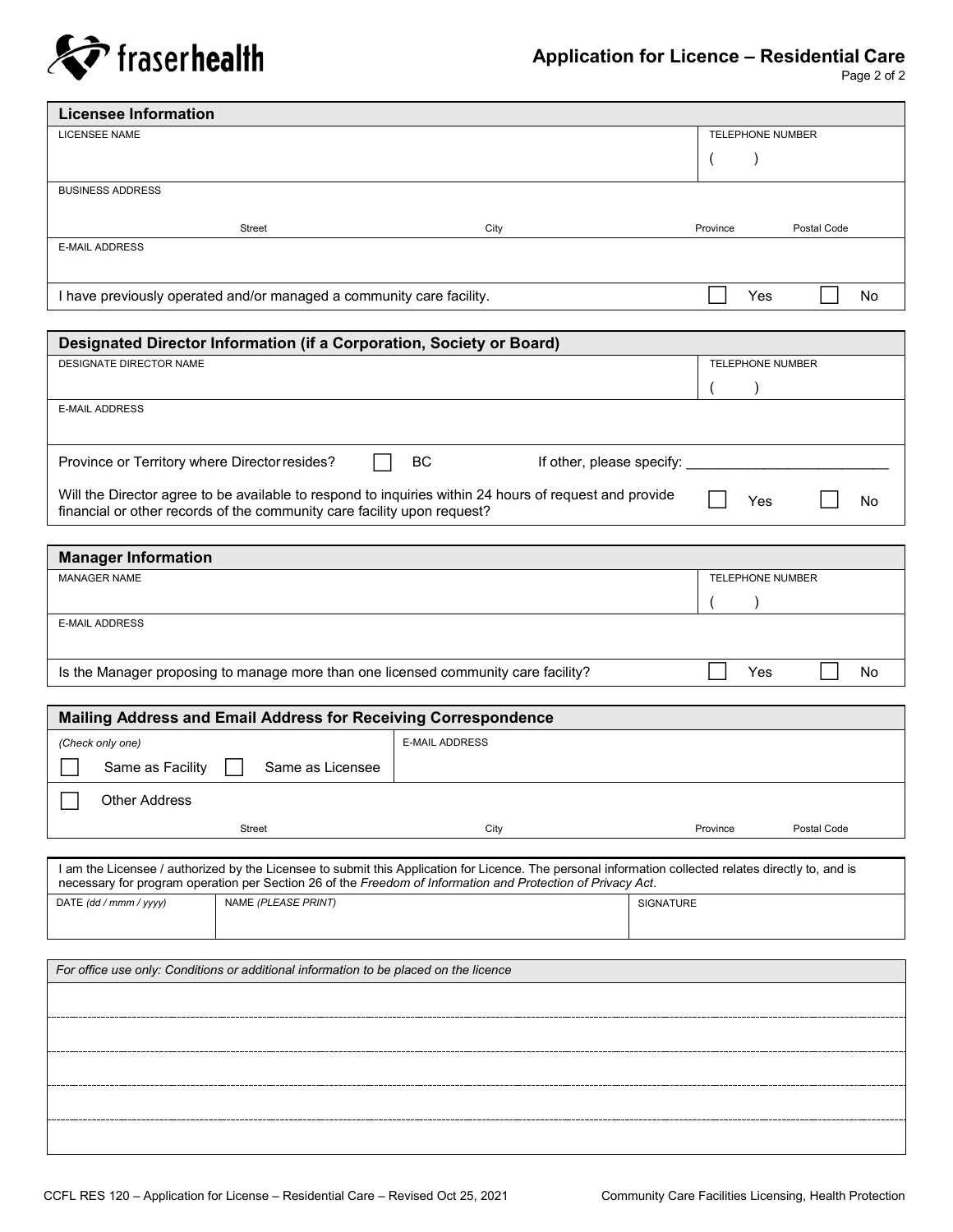## Application for Licence – Residential Care

### Licensee Information

| | |
|---|---|
| LICENSEE NAME | TELEPHONE NUMBER ( ) |
| BUSINESS ADDRESS<br>Street City | Province Postal Code |
| E-MAIL ADDRESS | |
| I have previously operated and/or managed a community care facility. | ☐ Yes ☐ No |

### Designated Director Information (if a Corporation, Society or Board)

| | |
|---|---|
| DESIGNATE DIRECTOR NAME | TELEPHONE NUMBER ( ) |
| E-MAIL ADDRESS | |
| Province or Territory where Director resides? ☐ BC If other, please specify: ______________ | |
| Will the Director agree to be available to respond to inquiries within 24 hours of request and provide financial or other records of the community care facility upon request? | ☐ Yes ☐ No |

### Manager Information

| | |
|---|---|
| MANAGER NAME | TELEPHONE NUMBER ( ) |
| E-MAIL ADDRESS | |
| Is the Manager proposing to manage more than one licensed community care facility? | ☐ Yes ☐ No |

### Mailing Address and Email Address for Receiving Correspondence

| | |
|---|---|
| *(Check only one)*<br>☐ Same as Facility ☐ Same as Licensee | E-MAIL ADDRESS |
| ☐ Other Address<br>Street City | Province Postal Code |

I am the Licensee / authorized by the Licensee to submit this Application for Licence. The personal information collected relates directly to, and is necessary for program operation per Section 26 of the *Freedom of Information and Protection of Privacy Act*.

| DATE *(dd / mmm / yyyy)* | NAME *(PLEASE PRINT)* | SIGNATURE |
|---|---|---|
| | | |

| *For office use only: Conditions or additional information to be placed on the licence* |
|---|
| |
| |
| |
| |
| |

CCFL RES 120 – Application for License – Residential Care – Revised Oct 25, 2021

Community Care Facilities Licensing, Health Protection